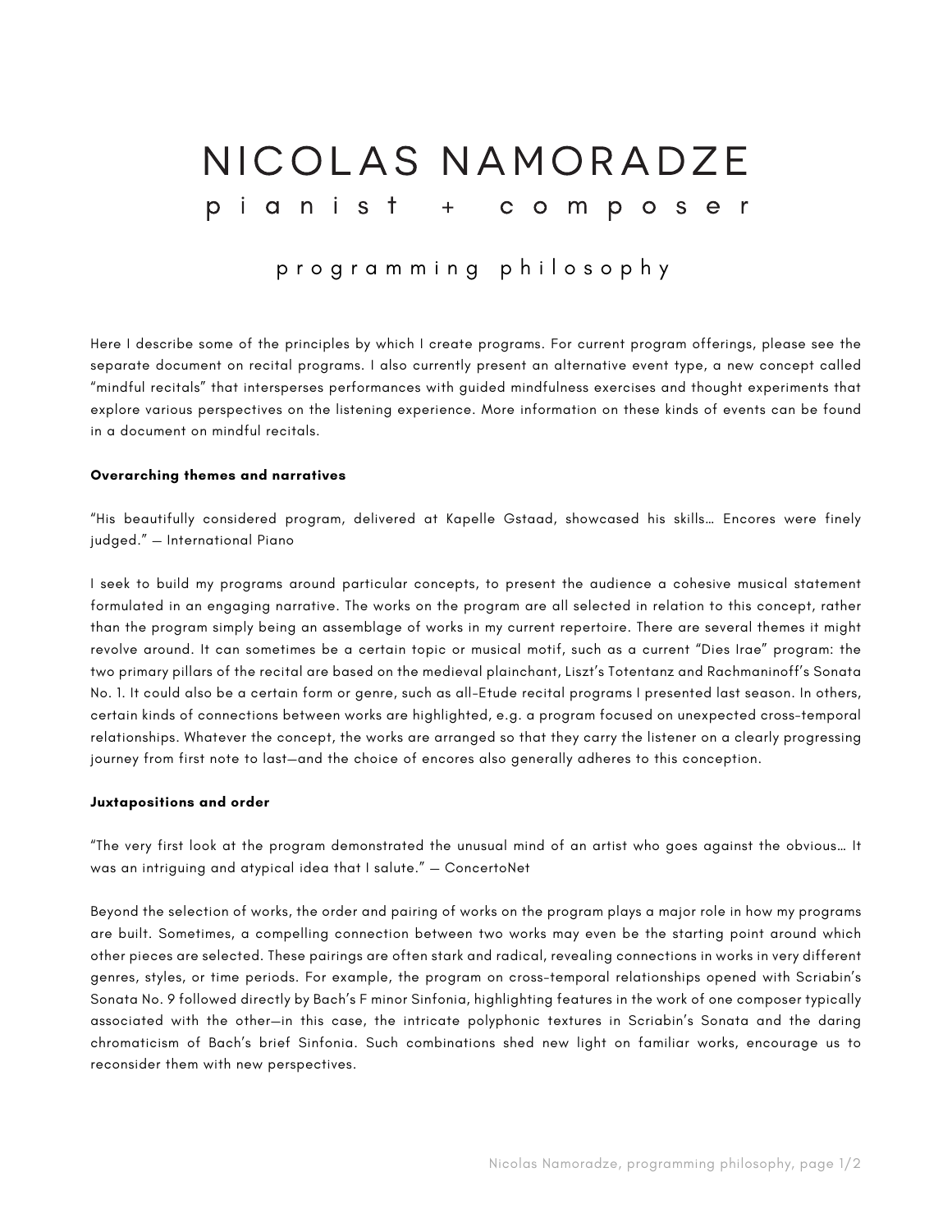# NICOLAS NAMORADZE

pianist + composer

## programming philosophy

Here I describe some of the principles by which I create programs. For current program offerings, please see the separate document on recital programs. I also currently present an alternative event type, a new concept called "mindful recitals" that intersperses performances with guided mindfulness exercises and thought experiments that explore various perspectives on the listening experience. More information on these kinds of events can be found in a document on mindful recitals.

### Overarching themes and narratives

"His beautifully considered program, delivered at Kapelle Gstaad, showcased his skills… Encores were finely judged." — International Piano

I seek to build my programs around particular concepts, to present the audience a cohesive musical statement formulated in an engaging narrative. The works on the program are all selected in relation to this concept, rather than the program simply being an assemblage of works in my current repertoire. There are several themes it might revolve around. It can sometimes be a certain topic or musical motif, such as a current "Dies Irae" program: the two primary pillars of the recital are based on the medieval plainchant, Liszt's Totentanz and Rachmaninoff's Sonata No. 1. It could also be a certain form or genre, such as all-Etude recital programs I presented last season. In others, certain kinds of connections between works are highlighted, e.g. a program focused on unexpected cross-temporal relationships. Whatever the concept, the works are arranged so that they carry the listener on a clearly progressing journey from first note to last—and the choice of encores also generally adheres to this conception.

### Juxtapositions and order

"The very first look at the program demonstrated the unusual mind of an artist who goes against the obvious… It was an intriguing and atypical idea that I salute." — ConcertoNet

Beyond the selection of works, the order and pairing of works on the program plays a major role in how my programs are built. Sometimes, a compelling connection between two works may even be the starting point around which other pieces are selected. These pairings are often stark and radical, revealing connections in works in very different genres, styles, or time periods. For example, the program on cross-temporal relationships opened with Scriabin's Sonata No. 9 followed directly by Bach's F minor Sinfonia, highlighting features in the work of one composer typically associated with the other—in this case, the intricate polyphonic textures in Scriabin's Sonata and the daring chromaticism of Bach's brief Sinfonia. Such combinations shed new light on familiar works, encourage us to reconsider them with new perspectives.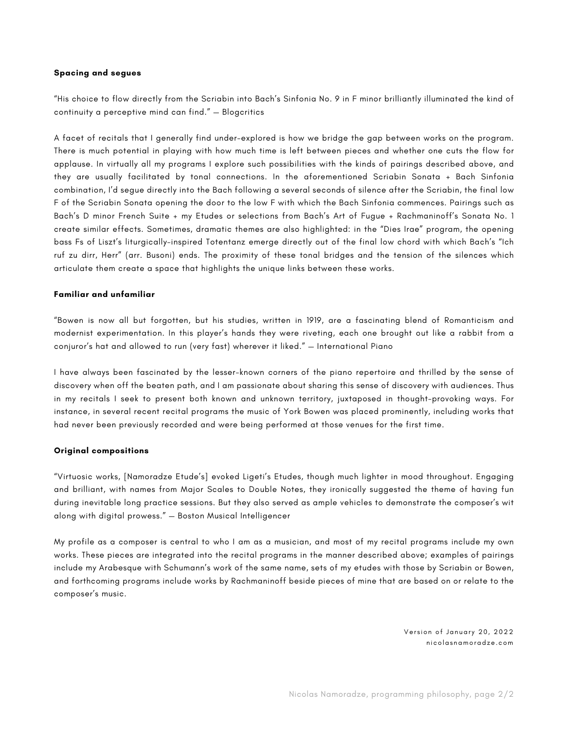### Spacing and segues

"His choice to flow directly from the Scriabin into Bach's Sinfonia No. 9 in F minor brilliantly illuminated the kind of continuity a perceptive mind can find." — Blogcritics

A facet of recitals that I generally find under-explored is how we bridge the gap between works on the program. There is much potential in playing with how much time is left between pieces and whether one cuts the flow for applause. In virtually all my programs I explore such possibilities with the kinds of pairings described above, and they are usually facilitated by tonal connections. In the aforementioned Scriabin Sonata + Bach Sinfonia combination, I'd segue directly into the Bach following a several seconds of silence after the Scriabin, the final low F of the Scriabin Sonata opening the door to the low F with which the Bach Sinfonia commences. Pairings such as Bach's D minor French Suite + my Etudes or selections from Bach's Art of Fugue + Rachmaninoff's Sonata No. 1 create similar effects. Sometimes, dramatic themes are also highlighted: in the "Dies Irae" program, the opening bass Fs of Liszt's liturgically-inspired Totentanz emerge directly out of the final low chord with which Bach's "Ich ruf zu dirr, Herr" (arr. Busoni) ends. The proximity of these tonal bridges and the tension of the silences which articulate them create a space that highlights the unique links between these works.

### Familiar and unfamiliar

"Bowen is now all but forgotten, but his studies, written in 1919, are a fascinating blend of Romanticism and modernist experimentation. In this player's hands they were riveting, each one brought out like a rabbit from a conjuror's hat and allowed to run (very fast) wherever it liked." — International Piano

I have always been fascinated by the lesser-known corners of the piano repertoire and thrilled by the sense of discovery when off the beaten path, and I am passionate about sharing this sense of discovery with audiences. Thus in my recitals I seek to present both known and unknown territory, juxtaposed in thought-provoking ways. For instance, in several recent recital programs the music of York Bowen was placed prominently, including works that had never been previously recorded and were being performed at those venues for the first time.

### Original compositions

"Virtuosic works, [Namoradze Etude's] evoked Ligeti's Etudes, though much lighter in mood throughout. Engaging and brilliant, with names from Major Scales to Double Notes, they ironically suggested the theme of having fun during inevitable long practice sessions. But they also served as ample vehicles to demonstrate the composer's wit along with digital prowess." — Boston Musical Intelligencer

My profile as a composer is central to who I am as a musician, and most of my recital programs include my own works. These pieces are integrated into the recital programs in the manner described above; examples of pairings include my Arabesque with Schumann's work of the same name, sets of my etudes with those by Scriabin or Bowen, and forthcoming programs include works by Rachmaninoff beside pieces of mine that are based on or relate to the composer's music.

Version of January 20, 2022
nicolasnamoradze.com